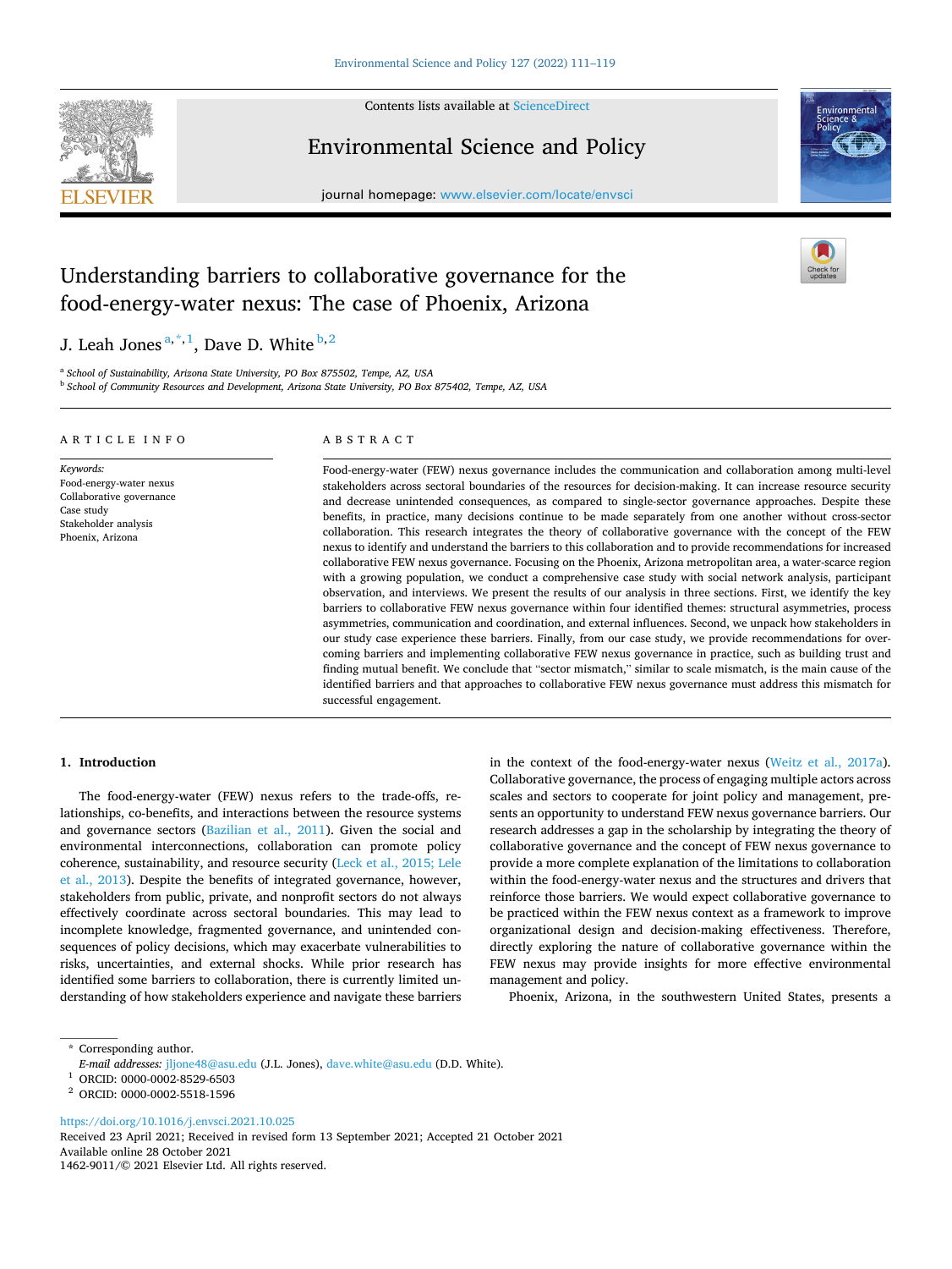# Understanding barriers to collaborative governance for the food-energy-water nexus: The case of Phoenix, Arizona

J. Leah Jones [a,*,1], Dave D. White [b,2]

[a] School of Sustainability, Arizona State University, PO Box 875502, Tempe, AZ, USA
[b] School of Community Resources and Development, Arizona State University, PO Box 875402, Tempe, AZ, USA

## ARTICLE INFO

*Keywords:*
Food-energy-water nexus
Collaborative governance
Case study
Stakeholder analysis
Phoenix, Arizona

## ABSTRACT

Food-energy-water (FEW) nexus governance includes the communication and collaboration among multi-level stakeholders across sectoral boundaries of the resources for decision-making. It can increase resource security and decrease unintended consequences, as compared to single-sector governance approaches. Despite these benefits, in practice, many decisions continue to be made separately from one another without cross-sector collaboration. This research integrates the theory of collaborative governance with the concept of the FEW nexus to identify and understand the barriers to this collaboration and to provide recommendations for increased collaborative FEW nexus governance. Focusing on the Phoenix, Arizona metropolitan area, a water-scarce region with a growing population, we conduct a comprehensive case study with social network analysis, participant observation, and interviews. We present the results of our analysis in three sections. First, we identify the key barriers to collaborative FEW nexus governance within four identified themes: structural asymmetries, process asymmetries, communication and coordination, and external influences. Second, we unpack how stakeholders in our study case experience these barriers. Finally, from our case study, we provide recommendations for overcoming barriers and implementing collaborative FEW nexus governance in practice, such as building trust and finding mutual benefit. We conclude that "sector mismatch," similar to scale mismatch, is the main cause of the identified barriers and that approaches to collaborative FEW nexus governance must address this mismatch for successful engagement.

## 1. Introduction

The food-energy-water (FEW) nexus refers to the trade-offs, relationships, co-benefits, and interactions between the resource systems and governance sectors (Bazilian et al., 2011). Given the social and environmental interconnections, collaboration can promote policy coherence, sustainability, and resource security (Leck et al., 2015; Lele et al., 2013). Despite the benefits of integrated governance, however, stakeholders from public, private, and nonprofit sectors do not always effectively coordinate across sectoral boundaries. This may lead to incomplete knowledge, fragmented governance, and unintended consequences of policy decisions, which may exacerbate vulnerabilities to risks, uncertainties, and external shocks. While prior research has identified some barriers to collaboration, there is currently limited understanding of how stakeholders experience and navigate these barriers in the context of the food-energy-water nexus (Weitz et al., 2017a). Collaborative governance, the process of engaging multiple actors across scales and sectors to cooperate for joint policy and management, presents an opportunity to understand FEW nexus governance barriers. Our research addresses a gap in the scholarship by integrating the theory of collaborative governance and the concept of FEW nexus governance to provide a more complete explanation of the limitations to collaboration within the food-energy-water nexus and the structures and drivers that reinforce those barriers. We would expect collaborative governance to be practiced within the FEW nexus context as a framework to improve organizational design and decision-making effectiveness. Therefore, directly exploring the nature of collaborative governance within the FEW nexus may provide insights for more effective environmental management and policy.

Phoenix, Arizona, in the southwestern United States, presents a

---

* Corresponding author.
*E-mail addresses:* jljone48@asu.edu (J.L. Jones), dave.white@asu.edu (D.D. White).
[1] ORCID: 0000-0002-8529-6503
[2] ORCID: 0000-0002-5518-1596

https://doi.org/10.1016/j.envsci.2021.10.025
Received 23 April 2021; Received in revised form 13 September 2021; Accepted 21 October 2021
Available online 28 October 2021
1462-9011/© 2021 Elsevier Ltd. All rights reserved.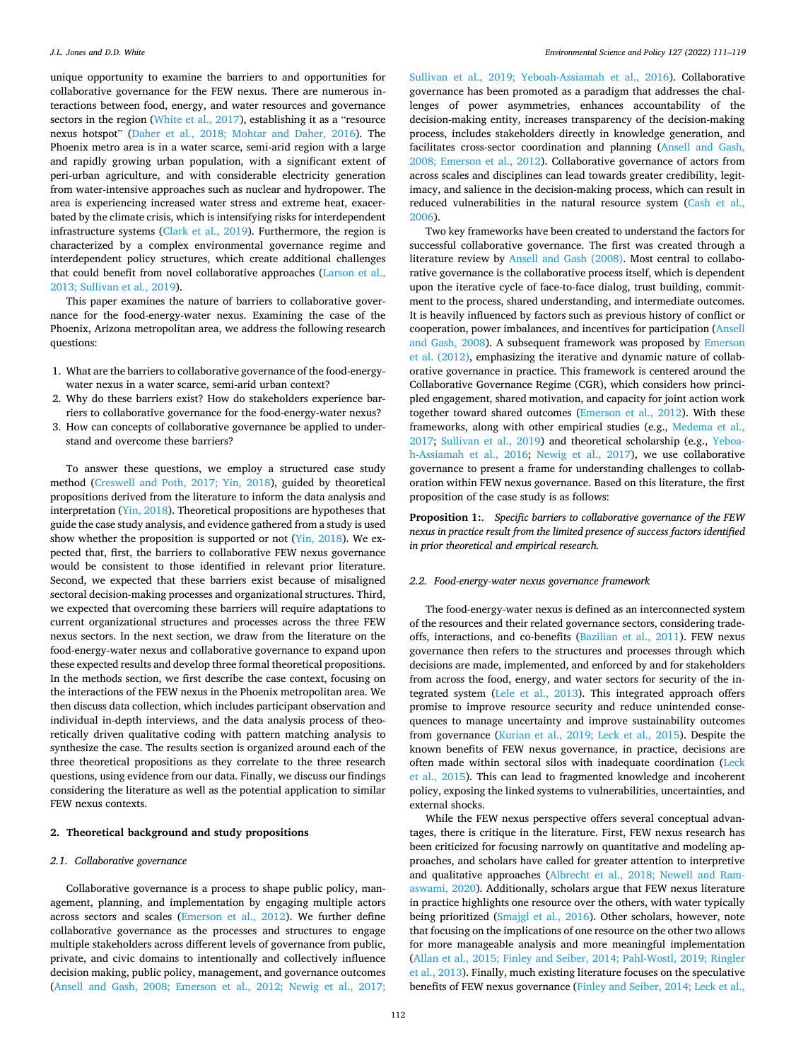unique opportunity to examine the barriers to and opportunities for collaborative governance for the FEW nexus. There are numerous interactions between food, energy, and water resources and governance sectors in the region (White et al., 2017), establishing it as a "resource nexus hotspot" (Daher et al., 2018; Mohtar and Daher, 2016). The Phoenix metro area is in a water scarce, semi-arid region with a large and rapidly growing urban population, with a significant extent of peri-urban agriculture, and with considerable electricity generation from water-intensive approaches such as nuclear and hydropower. The area is experiencing increased water stress and extreme heat, exacerbated by the climate crisis, which is intensifying risks for interdependent infrastructure systems (Clark et al., 2019). Furthermore, the region is characterized by a complex environmental governance regime and interdependent policy structures, which create additional challenges that could benefit from novel collaborative approaches (Larson et al., 2013; Sullivan et al., 2019).

This paper examines the nature of barriers to collaborative governance for the food-energy-water nexus. Examining the case of the Phoenix, Arizona metropolitan area, we address the following research questions:

1. What are the barriers to collaborative governance of the food-energy-water nexus in a water scarce, semi-arid urban context?
2. Why do these barriers exist? How do stakeholders experience barriers to collaborative governance for the food-energy-water nexus?
3. How can concepts of collaborative governance be applied to understand and overcome these barriers?

To answer these questions, we employ a structured case study method (Creswell and Poth, 2017; Yin, 2018), guided by theoretical propositions derived from the literature to inform the data analysis and interpretation (Yin, 2018). Theoretical propositions are hypotheses that guide the case study analysis, and evidence gathered from a study is used show whether the proposition is supported or not (Yin, 2018). We expected that, first, the barriers to collaborative FEW nexus governance would be consistent to those identified in relevant prior literature. Second, we expected that these barriers exist because of misaligned sectoral decision-making processes and organizational structures. Third, we expected that overcoming these barriers will require adaptations to current organizational structures and processes across the three FEW nexus sectors. In the next section, we draw from the literature on the food-energy-water nexus and collaborative governance to expand upon these expected results and develop three formal theoretical propositions. In the methods section, we first describe the case context, focusing on the interactions of the FEW nexus in the Phoenix metropolitan area. We then discuss data collection, which includes participant observation and individual in-depth interviews, and the data analysis process of theoretically driven qualitative coding with pattern matching analysis to synthesize the case. The results section is organized around each of the three theoretical propositions as they correlate to the three research questions, using evidence from our data. Finally, we discuss our findings considering the literature as well as the potential application to similar FEW nexus contexts.

## 2. Theoretical background and study propositions

### 2.1. Collaborative governance

Collaborative governance is a process to shape public policy, management, planning, and implementation by engaging multiple actors across sectors and scales (Emerson et al., 2012). We further define collaborative governance as the processes and structures to engage multiple stakeholders across different levels of governance from public, private, and civic domains to intentionally and collectively influence decision making, public policy, management, and governance outcomes (Ansell and Gash, 2008; Emerson et al., 2012; Newig et al., 2017; Sullivan et al., 2019; Yeboah-Assiamah et al., 2016). Collaborative governance has been promoted as a paradigm that addresses the challenges of power asymmetries, enhances accountability of the decision-making entity, increases transparency of the decision-making process, includes stakeholders directly in knowledge generation, and facilitates cross-sector coordination and planning (Ansell and Gash, 2008; Emerson et al., 2012). Collaborative governance of actors from across scales and disciplines can lead towards greater credibility, legitimacy, and salience in the decision-making process, which can result in reduced vulnerabilities in the natural resource system (Cash et al., 2006).

Two key frameworks have been created to understand the factors for successful collaborative governance. The first was created through a literature review by Ansell and Gash (2008). Most central to collaborative governance is the collaborative process itself, which is dependent upon the iterative cycle of face-to-face dialog, trust building, commitment to the process, shared understanding, and intermediate outcomes. It is heavily influenced by factors such as previous history of conflict or cooperation, power imbalances, and incentives for participation (Ansell and Gash, 2008). A subsequent framework was proposed by Emerson et al. (2012), emphasizing the iterative and dynamic nature of collaborative governance in practice. This framework is centered around the Collaborative Governance Regime (CGR), which considers how principled engagement, shared motivation, and capacity for joint action work together toward shared outcomes (Emerson et al., 2012). With these frameworks, along with other empirical studies (e.g., Medema et al., 2017; Sullivan et al., 2019) and theoretical scholarship (e.g., Yeboah-Assiamah et al., 2016; Newig et al., 2017), we use collaborative governance to present a frame for understanding challenges to collaboration within FEW nexus governance. Based on this literature, the first proposition of the case study is as follows:

**Proposition 1:**. *Specific barriers to collaborative governance of the FEW nexus in practice result from the limited presence of success factors identified in prior theoretical and empirical research.*

### 2.2. Food-energy-water nexus governance framework

The food-energy-water nexus is defined as an interconnected system of the resources and their related governance sectors, considering trade-offs, interactions, and co-benefits (Bazilian et al., 2011). FEW nexus governance then refers to the structures and processes through which decisions are made, implemented, and enforced by and for stakeholders from across the food, energy, and water sectors for security of the integrated system (Lele et al., 2013). This integrated approach offers promise to improve resource security and reduce unintended consequences to manage uncertainty and improve sustainability outcomes from governance (Kurian et al., 2019; Leck et al., 2015). Despite the known benefits of FEW nexus governance, in practice, decisions are often made within sectoral silos with inadequate coordination (Leck et al., 2015). This can lead to fragmented knowledge and incoherent policy, exposing the linked systems to vulnerabilities, uncertainties, and external shocks.

While the FEW nexus perspective offers several conceptual advantages, there is critique in the literature. First, FEW nexus research has been criticized for focusing narrowly on quantitative and modeling approaches, and scholars have called for greater attention to interpretive and qualitative approaches (Albrecht et al., 2018; Newell and Ramaswami, 2020). Additionally, scholars argue that FEW nexus literature in practice highlights one resource over the others, with water typically being prioritized (Smajgl et al., 2016). Other scholars, however, note that focusing on the implications of one resource on the other two allows for more manageable analysis and more meaningful implementation (Allan et al., 2015; Finley and Seiber, 2014; Pahl-Wostl, 2019; Ringler et al., 2013). Finally, much existing literature focuses on the speculative benefits of FEW nexus governance (Finley and Seiber, 2014; Leck et al.,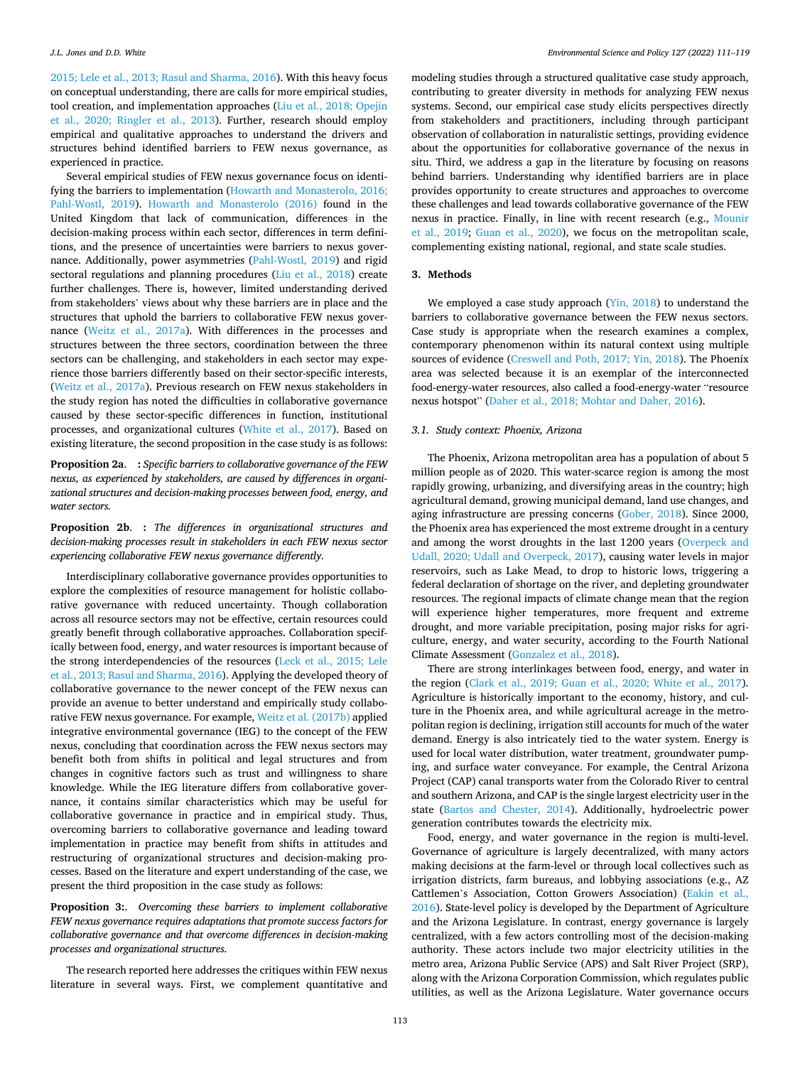2015; Lele et al., 2013; Rasul and Sharma, 2016). With this heavy focus on conceptual understanding, there are calls for more empirical studies, tool creation, and implementation approaches (Liu et al., 2018; Opejin et al., 2020; Ringler et al., 2013). Further, research should employ empirical and qualitative approaches to understand the drivers and structures behind identified barriers to FEW nexus governance, as experienced in practice.

Several empirical studies of FEW nexus governance focus on identifying the barriers to implementation (Howarth and Monasterolo, 2016; Pahl-Wostl, 2019). Howarth and Monasterolo (2016) found in the United Kingdom that lack of communication, differences in the decision-making process within each sector, differences in term definitions, and the presence of uncertainties were barriers to nexus governance. Additionally, power asymmetries (Pahl-Wostl, 2019) and rigid sectoral regulations and planning procedures (Liu et al., 2018) create further challenges. There is, however, limited understanding derived from stakeholders' views about why these barriers are in place and the structures that uphold the barriers to collaborative FEW nexus governance (Weitz et al., 2017a). With differences in the processes and structures between the three sectors, coordination between the three sectors can be challenging, and stakeholders in each sector may experience those barriers differently based on their sector-specific interests, (Weitz et al., 2017a). Previous research on FEW nexus stakeholders in the study region has noted the difficulties in collaborative governance caused by these sector-specific differences in function, institutional processes, and organizational cultures (White et al., 2017). Based on existing literature, the second proposition in the case study is as follows:

**Proposition 2a.** **:** *Specific barriers to collaborative governance of the FEW nexus, as experienced by stakeholders, are caused by differences in organizational structures and decision-making processes between food, energy, and water sectors.*

**Proposition 2b.** **:** *The differences in organizational structures and decision-making processes result in stakeholders in each FEW nexus sector experiencing collaborative FEW nexus governance differently.*

Interdisciplinary collaborative governance provides opportunities to explore the complexities of resource management for holistic collaborative governance with reduced uncertainty. Though collaboration across all resource sectors may not be effective, certain resources could greatly benefit through collaborative approaches. Collaboration specifically between food, energy, and water resources is important because of the strong interdependencies of the resources (Leck et al., 2015; Lele et al., 2013; Rasul and Sharma, 2016). Applying the developed theory of collaborative governance to the newer concept of the FEW nexus can provide an avenue to better understand and empirically study collaborative FEW nexus governance. For example, Weitz et al. (2017b) applied integrative environmental governance (IEG) to the concept of the FEW nexus, concluding that coordination across the FEW nexus sectors may benefit both from shifts in political and legal structures and from changes in cognitive factors such as trust and willingness to share knowledge. While the IEG literature differs from collaborative governance, it contains similar characteristics which may be useful for collaborative governance in practice and in empirical study. Thus, overcoming barriers to collaborative governance and leading toward implementation in practice may benefit from shifts in attitudes and restructuring of organizational structures and decision-making processes. Based on the literature and expert understanding of the case, we present the third proposition in the case study as follows:

**Proposition 3:**. *Overcoming these barriers to implement collaborative FEW nexus governance requires adaptations that promote success factors for collaborative governance and that overcome differences in decision-making processes and organizational structures.*

The research reported here addresses the critiques within FEW nexus literature in several ways. First, we complement quantitative and modeling studies through a structured qualitative case study approach, contributing to greater diversity in methods for analyzing FEW nexus systems. Second, our empirical case study elicits perspectives directly from stakeholders and practitioners, including through participant observation of collaboration in naturalistic settings, providing evidence about the opportunities for collaborative governance of the nexus in situ. Third, we address a gap in the literature by focusing on reasons behind barriers. Understanding why identified barriers are in place provides opportunity to create structures and approaches to overcome these challenges and lead towards collaborative governance of the FEW nexus in practice. Finally, in line with recent research (e.g., Mounir et al., 2019; Guan et al., 2020), we focus on the metropolitan scale, complementing existing national, regional, and state scale studies.

## 3. Methods

We employed a case study approach (Yin, 2018) to understand the barriers to collaborative governance between the FEW nexus sectors. Case study is appropriate when the research examines a complex, contemporary phenomenon within its natural context using multiple sources of evidence (Creswell and Poth, 2017; Yin, 2018). The Phoenix area was selected because it is an exemplar of the interconnected food-energy-water resources, also called a food-energy-water "resource nexus hotspot" (Daher et al., 2018; Mohtar and Daher, 2016).

### 3.1. Study context: Phoenix, Arizona

The Phoenix, Arizona metropolitan area has a population of about 5 million people as of 2020. This water-scarce region is among the most rapidly growing, urbanizing, and diversifying areas in the country; high agricultural demand, growing municipal demand, land use changes, and aging infrastructure are pressing concerns (Gober, 2018). Since 2000, the Phoenix area has experienced the most extreme drought in a century and among the worst droughts in the last 1200 years (Overpeck and Udall, 2020; Udall and Overpeck, 2017), causing water levels in major reservoirs, such as Lake Mead, to drop to historic lows, triggering a federal declaration of shortage on the river, and depleting groundwater resources. The regional impacts of climate change mean that the region will experience higher temperatures, more frequent and extreme drought, and more variable precipitation, posing major risks for agriculture, energy, and water security, according to the Fourth National Climate Assessment (Gonzalez et al., 2018).

There are strong interlinkages between food, energy, and water in the region (Clark et al., 2019; Guan et al., 2020; White et al., 2017). Agriculture is historically important to the economy, history, and culture in the Phoenix area, and while agricultural acreage in the metropolitan region is declining, irrigation still accounts for much of the water demand. Energy is also intricately tied to the water system. Energy is used for local water distribution, water treatment, groundwater pumping, and surface water conveyance. For example, the Central Arizona Project (CAP) canal transports water from the Colorado River to central and southern Arizona, and CAP is the single largest electricity user in the state (Bartos and Chester, 2014). Additionally, hydroelectric power generation contributes towards the electricity mix.

Food, energy, and water governance in the region is multi-level. Governance of agriculture is largely decentralized, with many actors making decisions at the farm-level or through local collectives such as irrigation districts, farm bureaus, and lobbying associations (e.g., AZ Cattlemen's Association, Cotton Growers Association) (Eakin et al., 2016). State-level policy is developed by the Department of Agriculture and the Arizona Legislature. In contrast, energy governance is largely centralized, with a few actors controlling most of the decision-making authority. These actors include two major electricity utilities in the metro area, Arizona Public Service (APS) and Salt River Project (SRP), along with the Arizona Corporation Commission, which regulates public utilities, as well as the Arizona Legislature. Water governance occurs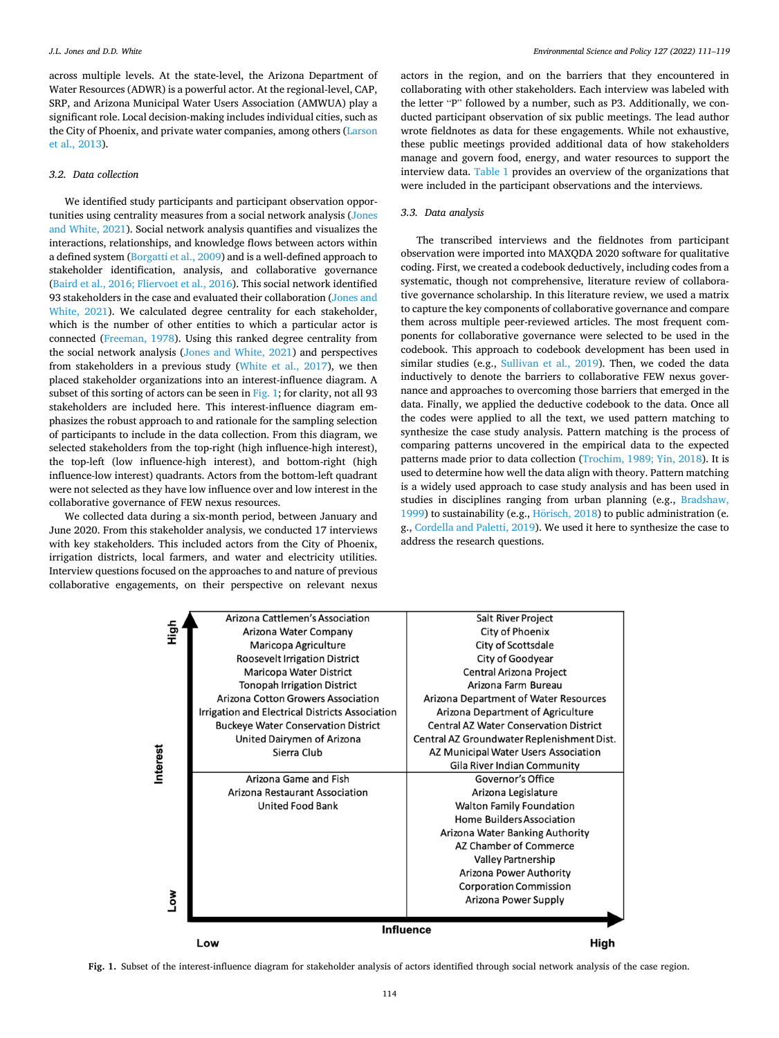across multiple levels. At the state-level, the Arizona Department of Water Resources (ADWR) is a powerful actor. At the regional-level, CAP, SRP, and Arizona Municipal Water Users Association (AMWUA) play a significant role. Local decision-making includes individual cities, such as the City of Phoenix, and private water companies, among others (Larson et al., 2013).

### 3.2. Data collection

We identified study participants and participant observation opportunities using centrality measures from a social network analysis (Jones and White, 2021). Social network analysis quantifies and visualizes the interactions, relationships, and knowledge flows between actors within a defined system (Borgatti et al., 2009) and is a well-defined approach to stakeholder identification, analysis, and collaborative governance (Baird et al., 2016; Fliervoet et al., 2016). This social network identified 93 stakeholders in the case and evaluated their collaboration (Jones and White, 2021). We calculated degree centrality for each stakeholder, which is the number of other entities to which a particular actor is connected (Freeman, 1978). Using this ranked degree centrality from the social network analysis (Jones and White, 2021) and perspectives from stakeholders in a previous study (White et al., 2017), we then placed stakeholder organizations into an interest-influence diagram. A subset of this sorting of actors can be seen in Fig. 1; for clarity, not all 93 stakeholders are included here. This interest-influence diagram emphasizes the robust approach to and rationale for the sampling selection of participants to include in the data collection. From this diagram, we selected stakeholders from the top-right (high influence-high interest), the top-left (low influence-high interest), and bottom-right (high influence-low interest) quadrants. Actors from the bottom-left quadrant were not selected as they have low influence over and low interest in the collaborative governance of FEW nexus resources.

We collected data during a six-month period, between January and June 2020. From this stakeholder analysis, we conducted 17 interviews with key stakeholders. This included actors from the City of Phoenix, irrigation districts, local farmers, and water and electricity utilities. Interview questions focused on the approaches to and nature of previous collaborative engagements, on their perspective on relevant nexus actors in the region, and on the barriers that they encountered in collaborating with other stakeholders. Each interview was labeled with the letter "P" followed by a number, such as P3. Additionally, we conducted participant observation of six public meetings. The lead author wrote fieldnotes as data for these engagements. While not exhaustive, these public meetings provided additional data of how stakeholders manage and govern food, energy, and water resources to support the interview data. Table 1 provides an overview of the organizations that were included in the participant observations and the interviews.

### 3.3. Data analysis

The transcribed interviews and the fieldnotes from participant observation were imported into MAXQDA 2020 software for qualitative coding. First, we created a codebook deductively, including codes from a systematic, though not comprehensive, literature review of collaborative governance scholarship. In this literature review, we used a matrix to capture the key components of collaborative governance and compare them across multiple peer-reviewed articles. The most frequent components for collaborative governance were selected to be used in the codebook. This approach to codebook development has been used in similar studies (e.g., Sullivan et al., 2019). Then, we coded the data inductively to denote the barriers to collaborative FEW nexus governance and approaches to overcoming those barriers that emerged in the data. Finally, we applied the deductive codebook to the data. Once all the codes were applied to all the text, we used pattern matching to synthesize the case study analysis. Pattern matching is the process of comparing patterns uncovered in the empirical data to the expected patterns made prior to data collection (Trochim, 1989; Yin, 2018). It is used to determine how well the data align with theory. Pattern matching is a widely used approach to case study analysis and has been used in studies in disciplines ranging from urban planning (e.g., Bradshaw, 1999) to sustainability (e.g., Hörisch, 2018) to public administration (e.g., Cordella and Paletti, 2019). We used it here to synthesize the case to address the research questions.

| Interest \ Influence | Low | High |
|---|---|---|
| High | Arizona Cattlemen's Association<br>Arizona Water Company<br>Maricopa Agriculture<br>Roosevelt Irrigation District<br>Maricopa Water District<br>Tonopah Irrigation District<br>Arizona Cotton Growers Association<br>Irrigation and Electrical Districts Association<br>Buckeye Water Conservation District<br>United Dairymen of Arizona<br>Sierra Club | Salt River Project<br>City of Phoenix<br>City of Scottsdale<br>City of Goodyear<br>Central Arizona Project<br>Arizona Farm Bureau<br>Arizona Department of Water Resources<br>Arizona Department of Agriculture<br>Central AZ Water Conservation District<br>Central AZ Groundwater Replenishment Dist.<br>AZ Municipal Water Users Association<br>Gila River Indian Community |
| Low | Arizona Game and Fish<br>Arizona Restaurant Association<br>United Food Bank | Governor's Office<br>Arizona Legislature<br>Walton Family Foundation<br>Home Builders Association<br>Arizona Water Banking Authority<br>AZ Chamber of Commerce<br>Valley Partnership<br>Arizona Power Authority<br>Corporation Commission<br>Arizona Power Supply |

**Fig. 1.** Subset of the interest-influence diagram for stakeholder analysis of actors identified through social network analysis of the case region.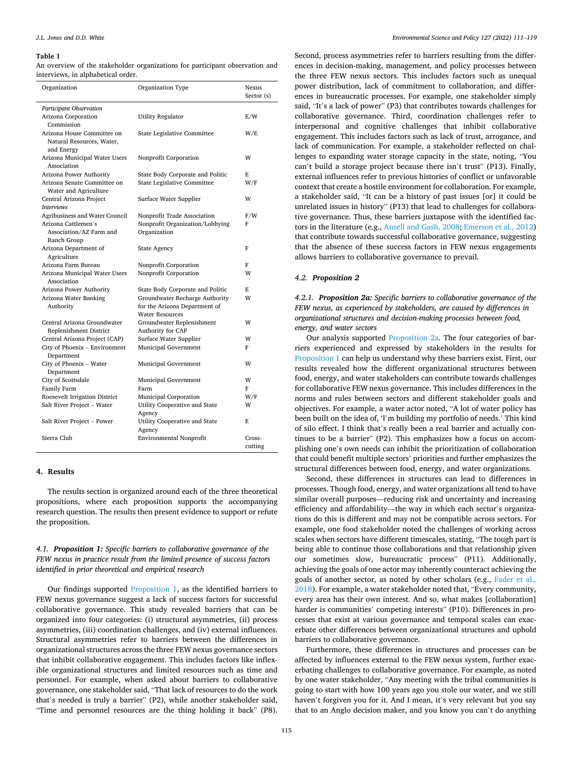**Table 1**

An overview of the stakeholder organizations for participant observation and interviews, in alphabetical order.

| Organization | Organization Type | Nexus Sector (s) |
|---|---|---|
| *Participant Observation* | | |
| Arizona Corporation Commission | Utility Regulator | E/W |
| Arizona House Committee on Natural Resources, Water, and Energy | State Legislative Committee | W/E |
| Arizona Municipal Water Users Association | Nonprofit Corporation | W |
| Arizona Power Authority | State Body Corporate and Politic | E |
| Arizona Senate Committee on Water and Agriculture | State Legislative Committee | W/F |
| Central Arizona Project | Surface Water Supplier | W |
| *Interviews* | | |
| Agribusiness and Water Council | Nonprofit Trade Association | F/W |
| Arizona Cattlemen's Association/AZ Farm and Ranch Group | Nonprofit Organization/Lobbying Organization | F |
| Arizona Department of Agriculture | State Agency | F |
| Arizona Farm Bureau | Nonprofit Corporation | F |
| Arizona Municipal Water Users Association | Nonprofit Corporation | W |
| Arizona Power Authority | State Body Corporate and Politic | E |
| Arizona Water Banking Authority | Groundwater Recharge Authority for the Arizona Department of Water Resources | W |
| Central Arizona Groundwater Replenishment District | Groundwater Replenishment Authority for CAP | W |
| Central Arizona Project (CAP) | Surface Water Supplier | W |
| City of Phoenix – Environment Department | Municipal Government | F |
| City of Phoenix – Water Department | Municipal Government | W |
| City of Scottsdale | Municipal Government | W |
| Family Farm | Farm | F |
| Roosevelt Irrigation District | Municipal Corporation | W/F |
| Salt River Project – Water | Utility Cooperative and State Agency | W |
| Salt River Project – Power | Utility Cooperative and State Agency | E |
| Sierra Club | Environmental Nonprofit | Cross-cutting |

## 4. Results

The results section is organized around each of the three theoretical propositions, where each proposition supports the accompanying research question. The results then present evidence to support or refute the proposition.

### 4.1. *Proposition 1: Specific barriers to collaborative governance of the FEW nexus in practice result from the limited presence of success factors identified in prior theoretical and empirical research*

Our findings supported Proposition 1, as the identified barriers to FEW nexus governance suggest a lack of success factors for successful collaborative governance. This study revealed barriers that can be organized into four categories: (i) structural asymmetries, (ii) process asymmetries, (iii) coordination challenges, and (iv) external influences. Structural asymmetries refer to barriers between the differences in organizational structures across the three FEW nexus governance sectors that inhibit collaborative engagement. This includes factors like inflexible organizational structures and limited resources such as time and personnel. For example, when asked about barriers to collaborative governance, one stakeholder said, "That lack of resources to do the work that's needed is truly a barrier" (P2), while another stakeholder said, "Time and personnel resources are the thing holding it back" (P8). Second, process asymmetries refer to barriers resulting from the differences in decision-making, management, and policy processes between the three FEW nexus sectors. This includes factors such as unequal power distribution, lack of commitment to collaboration, and differences in bureaucratic processes. For example, one stakeholder simply said, "It's a lack of power" (P3) that contributes towards challenges for collaborative governance. Third, coordination challenges refer to interpersonal and cognitive challenges that inhibit collaborative engagement. This includes factors such as lack of trust, arrogance, and lack of communication. For example, a stakeholder reflected on challenges to expanding water storage capacity in the state, noting, "You can't build a storage project because there isn't trust" (P13). Finally, external influences refer to previous histories of conflict or unfavorable context that create a hostile environment for collaboration. For example, a stakeholder said, "It can be a history of past issues [or] it could be unrelated issues in history" (P13) that lead to challenges for collaborative governance. Thus, these barriers juxtapose with the identified factors in the literature (e.g., Ansell and Gash, 2008; Emerson et al., 2012) that contribute towards successful collaborative governance, suggesting that the absence of these success factors in FEW nexus engagements allows barriers to collaborative governance to prevail.

### 4.2. *Proposition 2*

#### 4.2.1. *Proposition 2a: Specific barriers to collaborative governance of the FEW nexus, as experienced by stakeholders, are caused by differences in organizational structures and decision-making processes between food, energy, and water sectors*

Our analysis supported Proposition 2a. The four categories of barriers experienced and expressed by stakeholders in the results for Proposition 1 can help us understand why these barriers exist. First, our results revealed how the different organizational structures between food, energy, and water stakeholders can contribute towards challenges for collaborative FEW nexus governance. This includes differences in the norms and rules between sectors and different stakeholder goals and objectives. For example, a water actor noted, "A lot of water policy has been built on the idea of, 'I'm building my portfolio of needs.' This kind of silo effect. I think that's really been a real barrier and actually continues to be a barrier" (P2). This emphasizes how a focus on accomplishing one's own needs can inhibit the prioritization of collaboration that could benefit multiple sectors' priorities and further emphasizes the structural differences between food, energy, and water organizations.

Second, these differences in structures can lead to differences in processes. Though food, energy, and water organizations all tend to have similar overall purposes—reducing risk and uncertainty and increasing efficiency and affordability—the way in which each sector's organizations do this is different and may not be compatible across sectors. For example, one food stakeholder noted the challenges of working across scales when sectors have different timescales, stating, "The tough part is being able to continue those collaborations and that relationship given our sometimes slow, bureaucratic process" (P11). Additionally, achieving the goals of one actor may inherently counteract achieving the goals of another sector, as noted by other scholars (e.g., Fader et al., 2018). For example, a water stakeholder noted that, "Every community, every area has their own interest. And so, what makes [collaboration] harder is communities' competing interests" (P10). Differences in processes that exist at various governance and temporal scales can exacerbate other differences between organizational structures and uphold barriers to collaborative governance.

Furthermore, these differences in structures and processes can be affected by influences external to the FEW nexus system, further exacerbating challenges to collaborative governance. For example, as noted by one water stakeholder, "Any meeting with the tribal communities is going to start with how 100 years ago you stole our water, and we still haven't forgiven you for it. And I mean, it's very relevant but you say that to an Anglo decision maker, and you know you can't do anything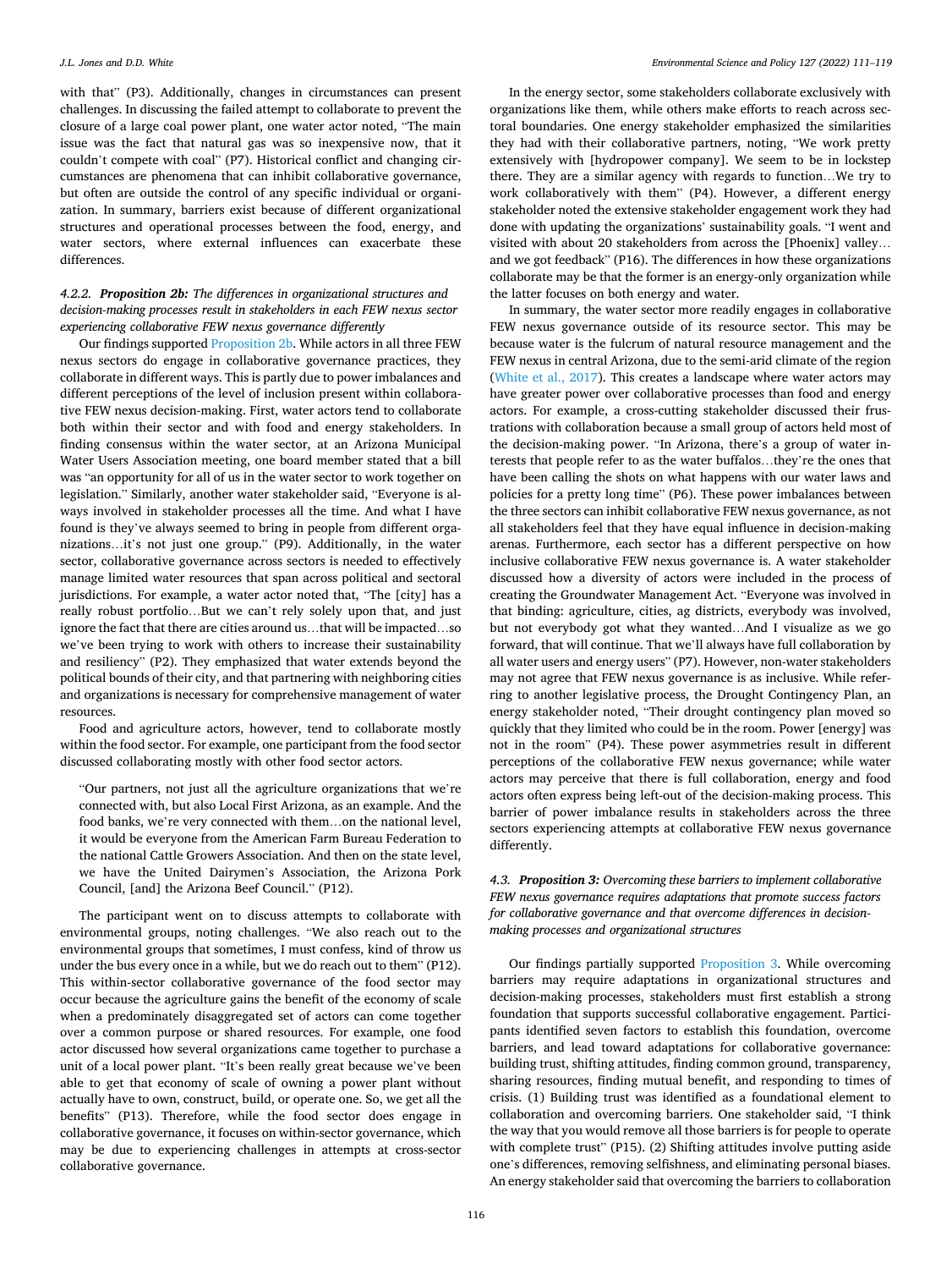with that" (P3). Additionally, changes in circumstances can present challenges. In discussing the failed attempt to collaborate to prevent the closure of a large coal power plant, one water actor noted, "The main issue was the fact that natural gas was so inexpensive now, that it couldn't compete with coal" (P7). Historical conflict and changing circumstances are phenomena that can inhibit collaborative governance, but often are outside the control of any specific individual or organization. In summary, barriers exist because of different organizational structures and operational processes between the food, energy, and water sectors, where external influences can exacerbate these differences.

#### 4.2.2. *Proposition 2b: The differences in organizational structures and decision-making processes result in stakeholders in each FEW nexus sector experiencing collaborative FEW nexus governance differently*

Our findings supported Proposition 2b. While actors in all three FEW nexus sectors do engage in collaborative governance practices, they collaborate in different ways. This is partly due to power imbalances and different perceptions of the level of inclusion present within collaborative FEW nexus decision-making. First, water actors tend to collaborate both within their sector and with food and energy stakeholders. In finding consensus within the water sector, at an Arizona Municipal Water Users Association meeting, one board member stated that a bill was "an opportunity for all of us in the water sector to work together on legislation." Similarly, another water stakeholder said, "Everyone is always involved in stakeholder processes all the time. And what I have found is they've always seemed to bring in people from different organizations…it's not just one group." (P9). Additionally, in the water sector, collaborative governance across sectors is needed to effectively manage limited water resources that span across political and sectoral jurisdictions. For example, a water actor noted that, "The [city] has a really robust portfolio…But we can't rely solely upon that, and just ignore the fact that there are cities around us…that will be impacted…so we've been trying to work with others to increase their sustainability and resiliency" (P2). They emphasized that water extends beyond the political bounds of their city, and that partnering with neighboring cities and organizations is necessary for comprehensive management of water resources.

Food and agriculture actors, however, tend to collaborate mostly within the food sector. For example, one participant from the food sector discussed collaborating mostly with other food sector actors.

> "Our partners, not just all the agriculture organizations that we're connected with, but also Local First Arizona, as an example. And the food banks, we're very connected with them…on the national level, it would be everyone from the American Farm Bureau Federation to the national Cattle Growers Association. And then on the state level, we have the United Dairymen's Association, the Arizona Pork Council, [and] the Arizona Beef Council." (P12).

The participant went on to discuss attempts to collaborate with environmental groups, noting challenges. "We also reach out to the environmental groups that sometimes, I must confess, kind of throw us under the bus every once in a while, but we do reach out to them" (P12). This within-sector collaborative governance of the food sector may occur because the agriculture gains the benefit of the economy of scale when a predominately disaggregated set of actors can come together over a common purpose or shared resources. For example, one food actor discussed how several organizations came together to purchase a unit of a local power plant. "It's been really great because we've been able to get that economy of scale of owning a power plant without actually have to own, construct, build, or operate one. So, we get all the benefits" (P13). Therefore, while the food sector does engage in collaborative governance, it focuses on within-sector governance, which may be due to experiencing challenges in attempts at cross-sector collaborative governance.

In the energy sector, some stakeholders collaborate exclusively with organizations like them, while others make efforts to reach across sectoral boundaries. One energy stakeholder emphasized the similarities they had with their collaborative partners, noting, "We work pretty extensively with [hydropower company]. We seem to be in lockstep there. They are a similar agency with regards to function…We try to work collaboratively with them" (P4). However, a different energy stakeholder noted the extensive stakeholder engagement work they had done with updating the organizations' sustainability goals. "I went and visited with about 20 stakeholders from across the [Phoenix] valley… and we got feedback" (P16). The differences in how these organizations collaborate may be that the former is an energy-only organization while the latter focuses on both energy and water.

In summary, the water sector more readily engages in collaborative FEW nexus governance outside of its resource sector. This may be because water is the fulcrum of natural resource management and the FEW nexus in central Arizona, due to the semi-arid climate of the region (White et al., 2017). This creates a landscape where water actors may have greater power over collaborative processes than food and energy actors. For example, a cross-cutting stakeholder discussed their frustrations with collaboration because a small group of actors held most of the decision-making power. "In Arizona, there's a group of water interests that people refer to as the water buffalos…they're the ones that have been calling the shots on what happens with our water laws and policies for a pretty long time" (P6). These power imbalances between the three sectors can inhibit collaborative FEW nexus governance, as not all stakeholders feel that they have equal influence in decision-making arenas. Furthermore, each sector has a different perspective on how inclusive collaborative FEW nexus governance is. A water stakeholder discussed how a diversity of actors were included in the process of creating the Groundwater Management Act. "Everyone was involved in that binding: agriculture, cities, ag districts, everybody was involved, but not everybody got what they wanted…And I visualize as we go forward, that will continue. That we'll always have full collaboration by all water users and energy users" (P7). However, non-water stakeholders may not agree that FEW nexus governance is as inclusive. While referring to another legislative process, the Drought Contingency Plan, an energy stakeholder noted, "Their drought contingency plan moved so quickly that they limited who could be in the room. Power [energy] was not in the room" (P4). These power asymmetries result in different perceptions of the collaborative FEW nexus governance; while water actors may perceive that there is full collaboration, energy and food actors often express being left-out of the decision-making process. This barrier of power imbalance results in stakeholders across the three sectors experiencing attempts at collaborative FEW nexus governance differently.

### 4.3. *Proposition 3: Overcoming these barriers to implement collaborative FEW nexus governance requires adaptations that promote success factors for collaborative governance and that overcome differences in decision-making processes and organizational structures*

Our findings partially supported Proposition 3. While overcoming barriers may require adaptations in organizational structures and decision-making processes, stakeholders must first establish a strong foundation that supports successful collaborative engagement. Participants identified seven factors to establish this foundation, overcome barriers, and lead toward adaptations for collaborative governance: building trust, shifting attitudes, finding common ground, transparency, sharing resources, finding mutual benefit, and responding to times of crisis. (1) Building trust was identified as a foundational element to collaboration and overcoming barriers. One stakeholder said, "I think the way that you would remove all those barriers is for people to operate with complete trust" (P15). (2) Shifting attitudes involve putting aside one's differences, removing selfishness, and eliminating personal biases. An energy stakeholder said that overcoming the barriers to collaboration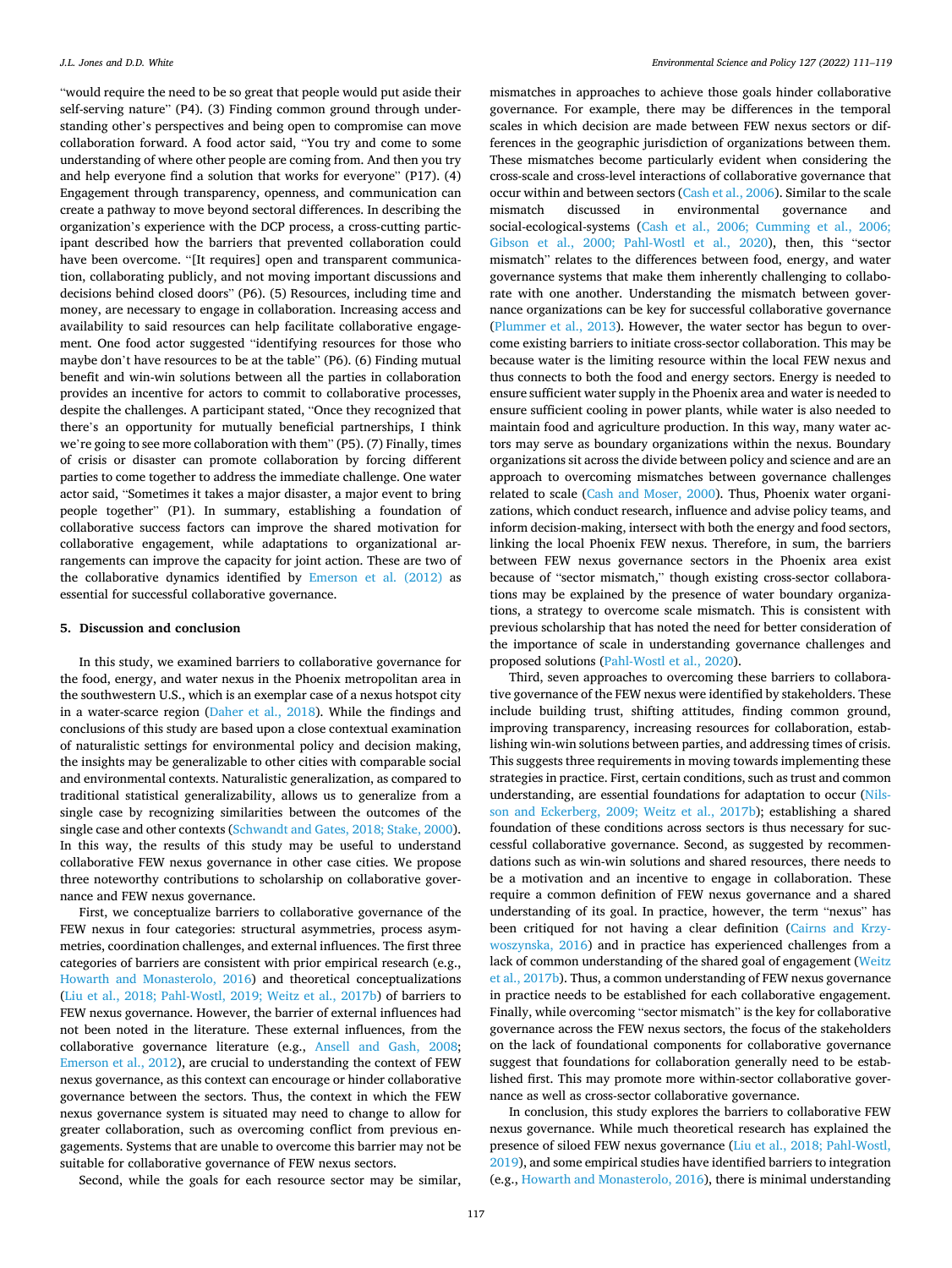"would require the need to be so great that people would put aside their self-serving nature" (P4). (3) Finding common ground through understanding other's perspectives and being open to compromise can move collaboration forward. A food actor said, "You try and come to some understanding of where other people are coming from. And then you try and help everyone find a solution that works for everyone" (P17). (4) Engagement through transparency, openness, and communication can create a pathway to move beyond sectoral differences. In describing the organization's experience with the DCP process, a cross-cutting participant described how the barriers that prevented collaboration could have been overcome. "[It requires] open and transparent communication, collaborating publicly, and not moving important discussions and decisions behind closed doors" (P6). (5) Resources, including time and money, are necessary to engage in collaboration. Increasing access and availability to said resources can help facilitate collaborative engagement. One food actor suggested "identifying resources for those who maybe don't have resources to be at the table" (P6). (6) Finding mutual benefit and win-win solutions between all the parties in collaboration provides an incentive for actors to commit to collaborative processes, despite the challenges. A participant stated, "Once they recognized that there's an opportunity for mutually beneficial partnerships, I think we're going to see more collaboration with them" (P5). (7) Finally, times of crisis or disaster can promote collaboration by forcing different parties to come together to address the immediate challenge. One water actor said, "Sometimes it takes a major disaster, a major event to bring people together" (P1). In summary, establishing a foundation of collaborative success factors can improve the shared motivation for collaborative engagement, while adaptations to organizational arrangements can improve the capacity for joint action. These are two of the collaborative dynamics identified by Emerson et al. (2012) as essential for successful collaborative governance.

## 5. Discussion and conclusion

In this study, we examined barriers to collaborative governance for the food, energy, and water nexus in the Phoenix metropolitan area in the southwestern U.S., which is an exemplar case of a nexus hotspot city in a water-scarce region (Daher et al., 2018). While the findings and conclusions of this study are based upon a close contextual examination of naturalistic settings for environmental policy and decision making, the insights may be generalizable to other cities with comparable social and environmental contexts. Naturalistic generalization, as compared to traditional statistical generalizability, allows us to generalize from a single case by recognizing similarities between the outcomes of the single case and other contexts (Schwandt and Gates, 2018; Stake, 2000). In this way, the results of this study may be useful to understand collaborative FEW nexus governance in other case cities. We propose three noteworthy contributions to scholarship on collaborative governance and FEW nexus governance.

First, we conceptualize barriers to collaborative governance of the FEW nexus in four categories: structural asymmetries, process asymmetries, coordination challenges, and external influences. The first three categories of barriers are consistent with prior empirical research (e.g., Howarth and Monasterolo, 2016) and theoretical conceptualizations (Liu et al., 2018; Pahl-Wostl, 2019; Weitz et al., 2017b) of barriers to FEW nexus governance. However, the barrier of external influences had not been noted in the literature. These external influences, from the collaborative governance literature (e.g., Ansell and Gash, 2008; Emerson et al., 2012), are crucial to understanding the context of FEW nexus governance, as this context can encourage or hinder collaborative governance between the sectors. Thus, the context in which the FEW nexus governance system is situated may need to change to allow for greater collaboration, such as overcoming conflict from previous engagements. Systems that are unable to overcome this barrier may not be suitable for collaborative governance of FEW nexus sectors.

Second, while the goals for each resource sector may be similar, mismatches in approaches to achieve those goals hinder collaborative governance. For example, there may be differences in the temporal scales in which decision are made between FEW nexus sectors or differences in the geographic jurisdiction of organizations between them. These mismatches become particularly evident when considering the cross-scale and cross-level interactions of collaborative governance that occur within and between sectors (Cash et al., 2006). Similar to the scale mismatch discussed in environmental governance and social-ecological-systems (Cash et al., 2006; Cumming et al., 2006; Gibson et al., 2000; Pahl-Wostl et al., 2020), then, this "sector mismatch" relates to the differences between food, energy, and water governance systems that make them inherently challenging to collaborate with one another. Understanding the mismatch between governance organizations can be key for successful collaborative governance (Plummer et al., 2013). However, the water sector has begun to overcome existing barriers to initiate cross-sector collaboration. This may be because water is the limiting resource within the local FEW nexus and thus connects to both the food and energy sectors. Energy is needed to ensure sufficient water supply in the Phoenix area and water is needed to ensure sufficient cooling in power plants, while water is also needed to maintain food and agriculture production. In this way, many water actors may serve as boundary organizations within the nexus. Boundary organizations sit across the divide between policy and science and are an approach to overcoming mismatches between governance challenges related to scale (Cash and Moser, 2000). Thus, Phoenix water organizations, which conduct research, influence and advise policy teams, and inform decision-making, intersect with both the energy and food sectors, linking the local Phoenix FEW nexus. Therefore, in sum, the barriers between FEW nexus governance sectors in the Phoenix area exist because of "sector mismatch," though existing cross-sector collaborations may be explained by the presence of water boundary organizations, a strategy to overcome scale mismatch. This is consistent with previous scholarship that has noted the need for better consideration of the importance of scale in understanding governance challenges and proposed solutions (Pahl-Wostl et al., 2020).

Third, seven approaches to overcoming these barriers to collaborative governance of the FEW nexus were identified by stakeholders. These include building trust, shifting attitudes, finding common ground, improving transparency, increasing resources for collaboration, establishing win-win solutions between parties, and addressing times of crisis. This suggests three requirements in moving towards implementing these strategies in practice. First, certain conditions, such as trust and common understanding, are essential foundations for adaptation to occur (Nilsson and Eckerberg, 2009; Weitz et al., 2017b); establishing a shared foundation of these conditions across sectors is thus necessary for successful collaborative governance. Second, as suggested by recommendations such as win-win solutions and shared resources, there needs to be a motivation and an incentive to engage in collaboration. These require a common definition of FEW nexus governance and a shared understanding of its goal. In practice, however, the term "nexus" has been critiqued for not having a clear definition (Cairns and Krzywoszynska, 2016) and in practice has experienced challenges from a lack of common understanding of the shared goal of engagement (Weitz et al., 2017b). Thus, a common understanding of FEW nexus governance in practice needs to be established for each collaborative engagement. Finally, while overcoming "sector mismatch" is the key for collaborative governance across the FEW nexus sectors, the focus of the stakeholders on the lack of foundational components for collaborative governance suggest that foundations for collaboration generally need to be established first. This may promote more within-sector collaborative governance as well as cross-sector collaborative governance.

In conclusion, this study explores the barriers to collaborative FEW nexus governance. While much theoretical research has explained the presence of siloed FEW nexus governance (Liu et al., 2018; Pahl-Wostl, 2019), and some empirical studies have identified barriers to integration (e.g., Howarth and Monasterolo, 2016), there is minimal understanding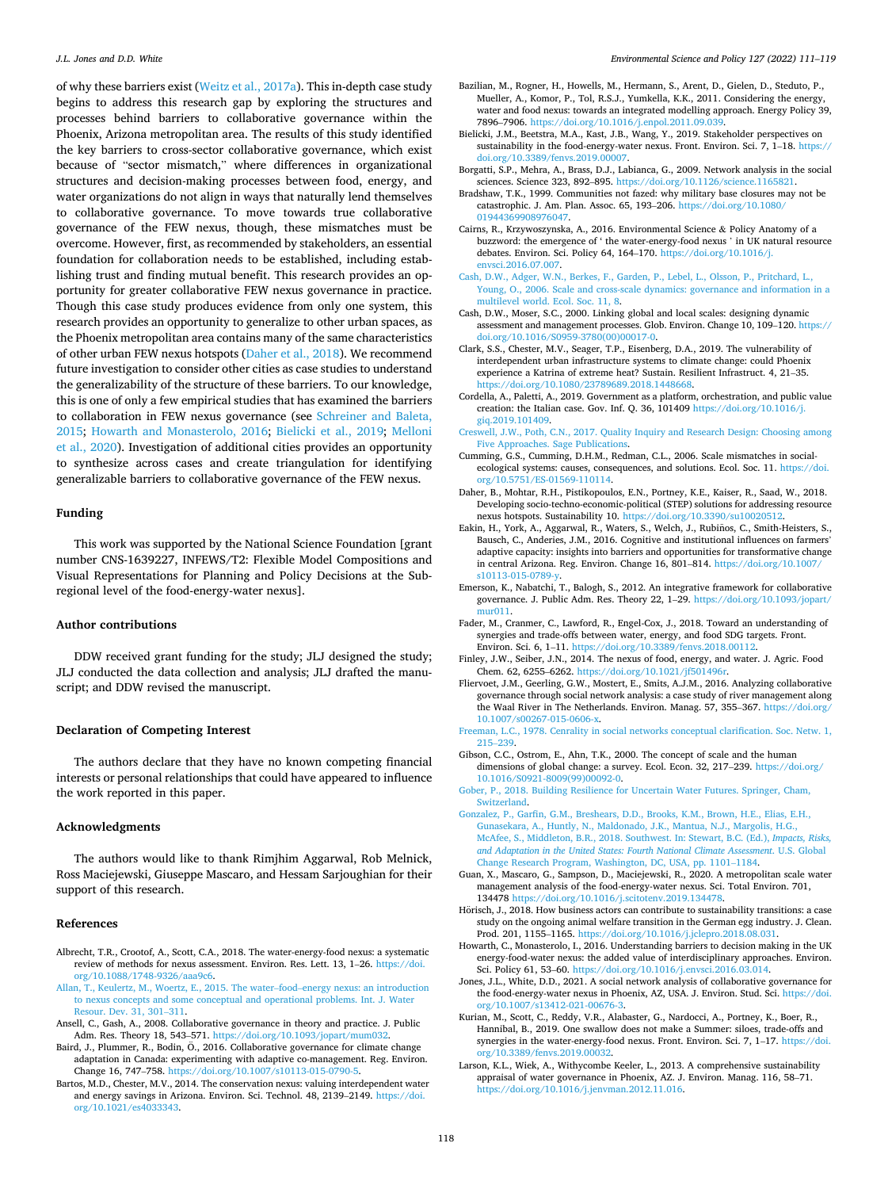of why these barriers exist (Weitz et al., 2017a). This in-depth case study begins to address this research gap by exploring the structures and processes behind barriers to collaborative governance within the Phoenix, Arizona metropolitan area. The results of this study identified the key barriers to cross-sector collaborative governance, which exist because of "sector mismatch," where differences in organizational structures and decision-making processes between food, energy, and water organizations do not align in ways that naturally lend themselves to collaborative governance. To move towards true collaborative governance of the FEW nexus, though, these mismatches must be overcome. However, first, as recommended by stakeholders, an essential foundation for collaboration needs to be established, including establishing trust and finding mutual benefit. This research provides an opportunity for greater collaborative FEW nexus governance in practice. Though this case study produces evidence from only one system, this research provides an opportunity to generalize to other urban spaces, as the Phoenix metropolitan area contains many of the same characteristics of other urban FEW nexus hotspots (Daher et al., 2018). We recommend future investigation to consider other cities as case studies to understand the generalizability of the structure of these barriers. To our knowledge, this is one of only a few empirical studies that has examined the barriers to collaboration in FEW nexus governance (see Schreiner and Baleta, 2015; Howarth and Monasterolo, 2016; Bielicki et al., 2019; Melloni et al., 2020). Investigation of additional cities provides an opportunity to synthesize across cases and create triangulation for identifying generalizable barriers to collaborative governance of the FEW nexus.

## Funding

This work was supported by the National Science Foundation [grant number CNS-1639227, INFEWS/T2: Flexible Model Compositions and Visual Representations for Planning and Policy Decisions at the Sub-regional level of the food-energy-water nexus].

## Author contributions

DDW received grant funding for the study; JLJ designed the study; JLJ conducted the data collection and analysis; JLJ drafted the manuscript; and DDW revised the manuscript.

## Declaration of Competing Interest

The authors declare that they have no known competing financial interests or personal relationships that could have appeared to influence the work reported in this paper.

## Acknowledgments

The authors would like to thank Rimjhim Aggarwal, Rob Melnick, Ross Maciejewski, Giuseppe Mascaro, and Hessam Sarjoughian for their support of this research.

## References

Albrecht, T.R., Crootof, A., Scott, C.A., 2018. The water-energy-food nexus: a systematic review of methods for nexus assessment. Environ. Res. Lett. 13, 1–26. https://doi.org/10.1088/1748-9326/aaa9c6.

Allan, T., Keulertz, M., Woertz, E., 2015. The water–food–energy nexus: an introduction to nexus concepts and some conceptual and operational problems. Int. J. Water Resour. Dev. 31, 301–311.

Ansell, C., Gash, A., 2008. Collaborative governance in theory and practice. J. Public Adm. Res. Theory 18, 543–571. https://doi.org/10.1093/jopart/mum032.

Baird, J., Plummer, R., Bodin, Ö., 2016. Collaborative governance for climate change adaptation in Canada: experimenting with adaptive co-management. Reg. Environ. Change 16, 747–758. https://doi.org/10.1007/s10113-015-0790-5.

Bartos, M.D., Chester, M.V., 2014. The conservation nexus: valuing interdependent water and energy savings in Arizona. Environ. Sci. Technol. 48, 2139–2149. https://doi.org/10.1021/es4033343.

Bazilian, M., Rogner, H., Howells, M., Hermann, S., Arent, D., Gielen, D., Steduto, P., Mueller, A., Komor, P., Tol, R.S.J., Yumkella, K.K., 2011. Considering the energy, water and food nexus: towards an integrated modelling approach. Energy Policy 39, 7896–7906. https://doi.org/10.1016/j.enpol.2011.09.039.

Bielicki, J.M., Beetstra, M.A., Kast, J.B., Wang, Y., 2019. Stakeholder perspectives on sustainability in the food-energy-water nexus. Front. Environ. Sci. 7, 1–18. https://doi.org/10.3389/fenvs.2019.00007.

Borgatti, S.P., Mehra, A., Brass, D.J., Labianca, G., 2009. Network analysis in the social sciences. Science 323, 892–895. https://doi.org/10.1126/science.1165821.

Bradshaw, T.K., 1999. Communities not fazed: why military base closures may not be catastrophic. J. Am. Plan. Assoc. 65, 193–206. https://doi.org/10.1080/01944369908976047.

Cairns, R., Krzywoszynska, A., 2016. Environmental Science & Policy Anatomy of a buzzword: the emergence of ' the water-energy-food nexus ' in UK natural resource debates. Environ. Sci. Policy 64, 164–170. https://doi.org/10.1016/j.envsci.2016.07.007.

Cash, D.W., Adger, W.N., Berkes, F., Garden, P., Lebel, L., Olsson, P., Pritchard, L., Young, O., 2006. Scale and cross-scale dynamics: governance and information in a multilevel world. Ecol. Soc. 11, 8.

Cash, D.W., Moser, S.C., 2000. Linking global and local scales: designing dynamic assessment and management processes. Glob. Environ. Change 10, 109–120. https://doi.org/10.1016/S0959-3780(00)00017-0.

Clark, S.S., Chester, M.V., Seager, T.P., Eisenberg, D.A., 2019. The vulnerability of interdependent urban infrastructure systems to climate change: could Phoenix experience a Katrina of extreme heat? Sustain. Resilient Infrastruct. 4, 21–35. https://doi.org/10.1080/23789689.2018.1448668.

Cordella, A., Paletti, A., 2019. Government as a platform, orchestration, and public value creation: the Italian case. Gov. Inf. Q. 36, 101409 https://doi.org/10.1016/j.giq.2019.101409.

Creswell, J.W., Poth, C.N., 2017. Quality Inquiry and Research Design: Choosing among Five Approaches. Sage Publications.

Cumming, G.S., Cumming, D.H.M., Redman, C.L., 2006. Scale mismatches in social-ecological systems: causes, consequences, and solutions. Ecol. Soc. 11. https://doi.org/10.5751/ES-01569-110114.

Daher, B., Mohtar, R.H., Pistikopoulos, E.N., Portney, K.E., Kaiser, R., Saad, W., 2018. Developing socio-techno-economic-political (STEP) solutions for addressing resource nexus hotspots. Sustainability 10. https://doi.org/10.3390/su10020512.

Eakin, H., York, A., Aggarwal, R., Waters, S., Welch, J., Rubiños, C., Smith-Heisters, S., Bausch, C., Anderies, J.M., 2016. Cognitive and institutional influences on farmers' adaptive capacity: insights into barriers and opportunities for transformative change in central Arizona. Reg. Environ. Change 16, 801–814. https://doi.org/10.1007/s10113-015-0789-y.

Emerson, K., Nabatchi, T., Balogh, S., 2012. An integrative framework for collaborative governance. J. Public Adm. Res. Theory 22, 1–29. https://doi.org/10.1093/jopart/mur011.

Fader, M., Cranmer, C., Lawford, R., Engel-Cox, J., 2018. Toward an understanding of synergies and trade-offs between water, energy, and food SDG targets. Front. Environ. Sci. 6, 1–11. https://doi.org/10.3389/fenvs.2018.00112.

Finley, J.W., Seiber, J.N., 2014. The nexus of food, energy, and water. J. Agric. Food Chem. 62, 6255–6262. https://doi.org/10.1021/jf501496r.

Fliervoet, J.M., Geerling, G.W., Mostert, E., Smits, A.J.M., 2016. Analyzing collaborative governance through social network analysis: a case study of river management along the Waal River in The Netherlands. Environ. Manag. 57, 355–367. https://doi.org/10.1007/s00267-015-0606-x.

Freeman, L.C., 1978. Cenrality in social networks conceptual clarification. Soc. Netw. 1, 215–239.

Gibson, C.C., Ostrom, E., Ahn, T.K., 2000. The concept of scale and the human dimensions of global change: a survey. Ecol. Econ. 32, 217–239. https://doi.org/10.1016/S0921-8009(99)00092-0.

Gober, P., 2018. Building Resilience for Uncertain Water Futures. Springer, Cham, Switzerland.

Gonzalez, P., Garfin, G.M., Breshears, D.D., Brooks, K.M., Brown, H.E., Elias, E.H., Gunasekara, A., Huntly, N., Maldonado, J.K., Mantua, N.J., Margolis, H.G., McAfee, S., Middleton, B.R., 2018. Southwest. In: Stewart, B.C. (Ed.), *Impacts, Risks, and Adaptation in the United States: Fourth National Climate Assessment*. U.S. Global Change Research Program, Washington, DC, USA, pp. 1101–1184.

Guan, X., Mascaro, G., Sampson, D., Maciejewski, R., 2020. A metropolitan scale water management analysis of the food-energy-water nexus. Sci. Total Environ. 701, 134478 https://doi.org/10.1016/j.scitotenv.2019.134478.

Hörisch, J., 2018. How business actors can contribute to sustainability transitions: a case study on the ongoing animal welfare transition in the German egg industry. J. Clean. Prod. 201, 1155–1165. https://doi.org/10.1016/j.jclepro.2018.08.031.

Howarth, C., Monasterolo, I., 2016. Understanding barriers to decision making in the UK energy-food-water nexus: the added value of interdisciplinary approaches. Environ. Sci. Policy 61, 53–60. https://doi.org/10.1016/j.envsci.2016.03.014.

Jones, J.L., White, D.D., 2021. A social network analysis of collaborative governance for the food-energy-water nexus in Phoenix, AZ, USA. J. Environ. Stud. Sci. https://doi.org/10.1007/s13412-021-00676-3.

Kurian, M., Scott, C., Reddy, V.R., Alabaster, G., Nardocci, A., Portney, K., Boer, R., Hannibal, B., 2019. One swallow does not make a Summer: siloes, trade-offs and synergies in the water-energy-food nexus. Front. Environ. Sci. 7, 1–17. https://doi.org/10.3389/fenvs.2019.00032.

Larson, K.L., Wiek, A., Withycombe Keeler, L., 2013. A comprehensive sustainability appraisal of water governance in Phoenix, AZ. J. Environ. Manag. 116, 58–71. https://doi.org/10.1016/j.jenvman.2012.11.016.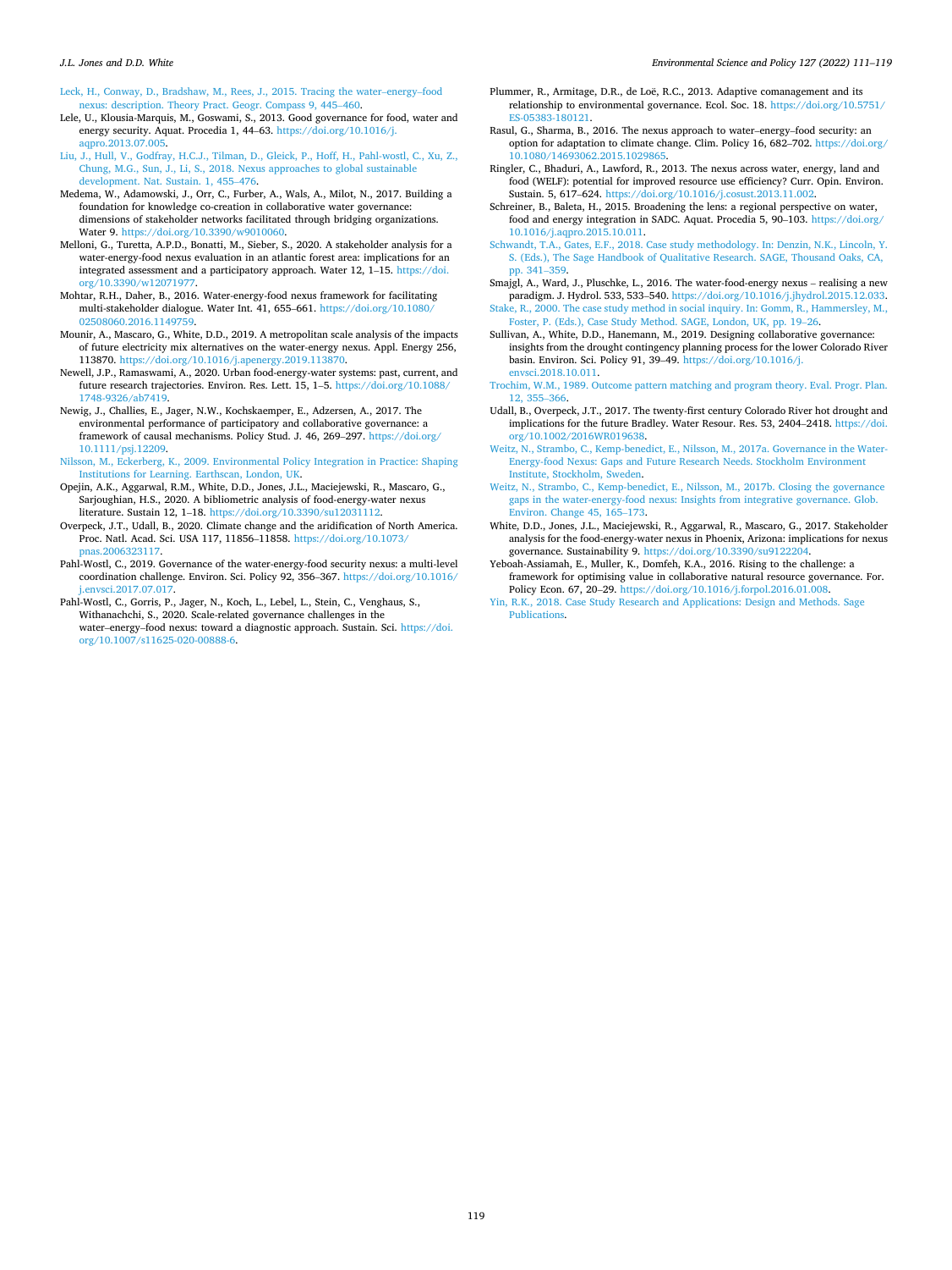Leck, H., Conway, D., Bradshaw, M., Rees, J., 2015. Tracing the water–energy–food nexus: description. Theory Pract. Geogr. Compass 9, 445–460.

Lele, U., Klousia-Marquis, M., Goswami, S., 2013. Good governance for food, water and energy security. Aquat. Procedia 1, 44–63. https://doi.org/10.1016/j.aqpro.2013.07.005.

Liu, J., Hull, V., Godfray, H.C.J., Tilman, D., Gleick, P., Hoff, H., Pahl-wostl, C., Xu, Z., Chung, M.G., Sun, J., Li, S., 2018. Nexus approaches to global sustainable development. Nat. Sustain. 1, 455–476.

Medema, W., Adamowski, J., Orr, C., Furber, A., Wals, A., Milot, N., 2017. Building a foundation for knowledge co-creation in collaborative water governance: dimensions of stakeholder networks facilitated through bridging organizations. Water 9. https://doi.org/10.3390/w9010060.

Melloni, G., Turetta, A.P.D., Bonatti, M., Sieber, S., 2020. A stakeholder analysis for a water-energy-food nexus evaluation in an atlantic forest area: implications for an integrated assessment and a participatory approach. Water 12, 1–15. https://doi.org/10.3390/w12071977.

Mohtar, R.H., Daher, B., 2016. Water-energy-food nexus framework for facilitating multi-stakeholder dialogue. Water Int. 41, 655–661. https://doi.org/10.1080/02508060.2016.1149759.

Mounir, A., Mascaro, G., White, D.D., 2019. A metropolitan scale analysis of the impacts of future electricity mix alternatives on the water-energy nexus. Appl. Energy 256, 113870. https://doi.org/10.1016/j.apenergy.2019.113870.

Newell, J.P., Ramaswami, A., 2020. Urban food-energy-water systems: past, current, and future research trajectories. Environ. Res. Lett. 15, 1–5. https://doi.org/10.1088/1748-9326/ab7419.

Newig, J., Challies, E., Jager, N.W., Kochskaemper, E., Adzersen, A., 2017. The environmental performance of participatory and collaborative governance: a framework of causal mechanisms. Policy Stud. J. 46, 269–297. https://doi.org/10.1111/psj.12209.

Nilsson, M., Eckerberg, K., 2009. Environmental Policy Integration in Practice: Shaping Institutions for Learning. Earthscan, London, UK.

Opejin, A.K., Aggarwal, R.M., White, D.D., Jones, J.L., Maciejewski, R., Mascaro, G., Sarjoughian, H.S., 2020. A bibliometric analysis of food-energy-water nexus literature. Sustain 12, 1–18. https://doi.org/10.3390/su12031112.

Overpeck, J.T., Udall, B., 2020. Climate change and the aridification of North America. Proc. Natl. Acad. Sci. USA 117, 11856–11858. https://doi.org/10.1073/pnas.2006323117.

Pahl-Wostl, C., 2019. Governance of the water-energy-food security nexus: a multi-level coordination challenge. Environ. Sci. Policy 92, 356–367. https://doi.org/10.1016/j.envsci.2017.07.017.

Pahl-Wostl, C., Gorris, P., Jager, N., Koch, L., Lebel, L., Stein, C., Venghaus, S., Withanachchi, S., 2020. Scale-related governance challenges in the water–energy–food nexus: toward a diagnostic approach. Sustain. Sci. https://doi.org/10.1007/s11625-020-00888-6.

Plummer, R., Armitage, D.R., de Loë, R.C., 2013. Adaptive comanagement and its relationship to environmental governance. Ecol. Soc. 18. https://doi.org/10.5751/ES-05383-180121.

Rasul, G., Sharma, B., 2016. The nexus approach to water–energy–food security: an option for adaptation to climate change. Clim. Policy 16, 682–702. https://doi.org/10.1080/14693062.2015.1029865.

Ringler, C., Bhaduri, A., Lawford, R., 2013. The nexus across water, energy, land and food (WELF): potential for improved resource use efficiency? Curr. Opin. Environ. Sustain. 5, 617–624. https://doi.org/10.1016/j.cosust.2013.11.002.

Schreiner, B., Baleta, H., 2015. Broadening the lens: a regional perspective on water, food and energy integration in SADC. Aquat. Procedia 5, 90–103. https://doi.org/10.1016/j.aqpro.2015.10.011.

Schwandt, T.A., Gates, E.F., 2018. Case study methodology. In: Denzin, N.K., Lincoln, Y. S. (Eds.), The Sage Handbook of Qualitative Research. SAGE, Thousand Oaks, CA, pp. 341–359.

Smajgl, A., Ward, J., Pluschke, L., 2016. The water-food-energy nexus – realising a new paradigm. J. Hydrol. 533, 533–540. https://doi.org/10.1016/j.jhydrol.2015.12.033.

Stake, R., 2000. The case study method in social inquiry. In: Gomm, R., Hammersley, M., Foster, P. (Eds.), Case Study Method. SAGE, London, UK, pp. 19–26.

Sullivan, A., White, D.D., Hanemann, M., 2019. Designing collaborative governance: insights from the drought contingency planning process for the lower Colorado River basin. Environ. Sci. Policy 91, 39–49. https://doi.org/10.1016/j.envsci.2018.10.011.

Trochim, W.M., 1989. Outcome pattern matching and program theory. Eval. Progr. Plan. 12, 355–366.

Udall, B., Overpeck, J.T., 2017. The twenty-first century Colorado River hot drought and implications for the future Bradley. Water Resour. Res. 53, 2404–2418. https://doi.org/10.1002/2016WR019638.

Weitz, N., Strambo, C., Kemp-benedict, E., Nilsson, M., 2017a. Governance in the Water-Energy-food Nexus: Gaps and Future Research Needs. Stockholm Environment Institute, Stockholm, Sweden.

Weitz, N., Strambo, C., Kemp-benedict, E., Nilsson, M., 2017b. Closing the governance gaps in the water-energy-food nexus: Insights from integrative governance. Glob. Environ. Change 45, 165–173.

White, D.D., Jones, J.L., Maciejewski, R., Aggarwal, R., Mascaro, G., 2017. Stakeholder analysis for the food-energy-water nexus in Phoenix, Arizona: implications for nexus governance. Sustainability 9. https://doi.org/10.3390/su9122204.

Yeboah-Assiamah, E., Muller, K., Domfeh, K.A., 2016. Rising to the challenge: a framework for optimising value in collaborative natural resource governance. For. Policy Econ. 67, 20–29. https://doi.org/10.1016/j.forpol.2016.01.008.

Yin, R.K., 2018. Case Study Research and Applications: Design and Methods. Sage Publications.